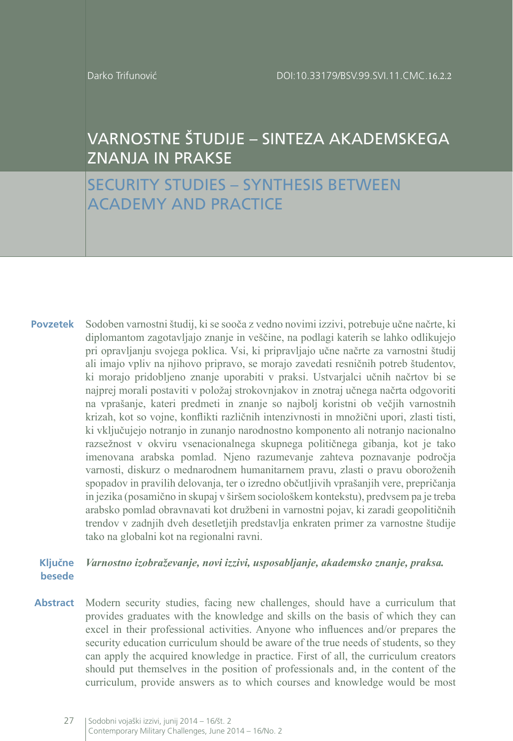Darko Trifunović

DOI:10.33179/BSV.99.SVI.11.CMC.16.2.2

# VARNOSTNE ŠTUDIJE – SINTEZA AKADEMSKEGA ZNANJA IN PRAKSE

# SECURITY STUDIES – SYNTHESIS BETWEEN ACADEMY AND PRACTICE

**Povzetek** Sodoben varnostni študij, ki se sooča z vedno novimi izzivi, potrebuje učne načrte, ki diplomantom zagotavljajo znanje in veščine, na podlagi katerih se lahko odlikujejo pri opravljanju svojega poklica. Vsi, ki pripravljajo učne načrte za varnostni študij ali imajo vpliv na njihovo pripravo, se morajo zavedati resničnih potreb študentov, ki morajo pridobljeno znanje uporabiti v praksi. Ustvarjalci učnih načrtov bi se najprej morali postaviti v položaj strokovnjakov in znotraj učnega načrta odgovoriti na vprašanje, kateri predmeti in znanje so najbolj koristni ob večjih varnostnih krizah, kot so vojne, konflikti različnih intenzivnosti in množični upori, zlasti tisti, ki vključujejo notranjo in zunanjo narodnostno komponento ali notranjo nacionalno razsežnost v okviru vsenacionalnega skupnega političnega gibanja, kot je tako imenovana arabska pomlad. Njeno razumevanje zahteva poznavanje področja varnosti, diskurz o mednarodnem humanitarnem pravu, zlasti o pravu oboroženih spopadov in pravilih delovanja, ter o izredno občutljivih vprašanjih vere, prepričanja in jezika (posamično in skupaj v širšem sociološkem kontekstu), predvsem pa je treba arabsko pomlad obravnavati kot družbeni in varnostni pojav, ki zaradi geopolitičnih trendov v zadnjih dveh desetletjih predstavlja enkraten primer za varnostne študije tako na globalni kot na regionalni ravni.

**Ključne besede** *Varnostno izobraževanje, novi izzivi, usposabljanje, akademsko znanje, praksa.*

**Abstract** Modern security studies, facing new challenges, should have a curriculum that provides graduates with the knowledge and skills on the basis of which they can excel in their professional activities. Anyone who influences and/or prepares the security education curriculum should be aware of the true needs of students, so they can apply the acquired knowledge in practice. First of all, the curriculum creators should put themselves in the position of professionals and, in the content of the curriculum, provide answers as to which courses and knowledge would be most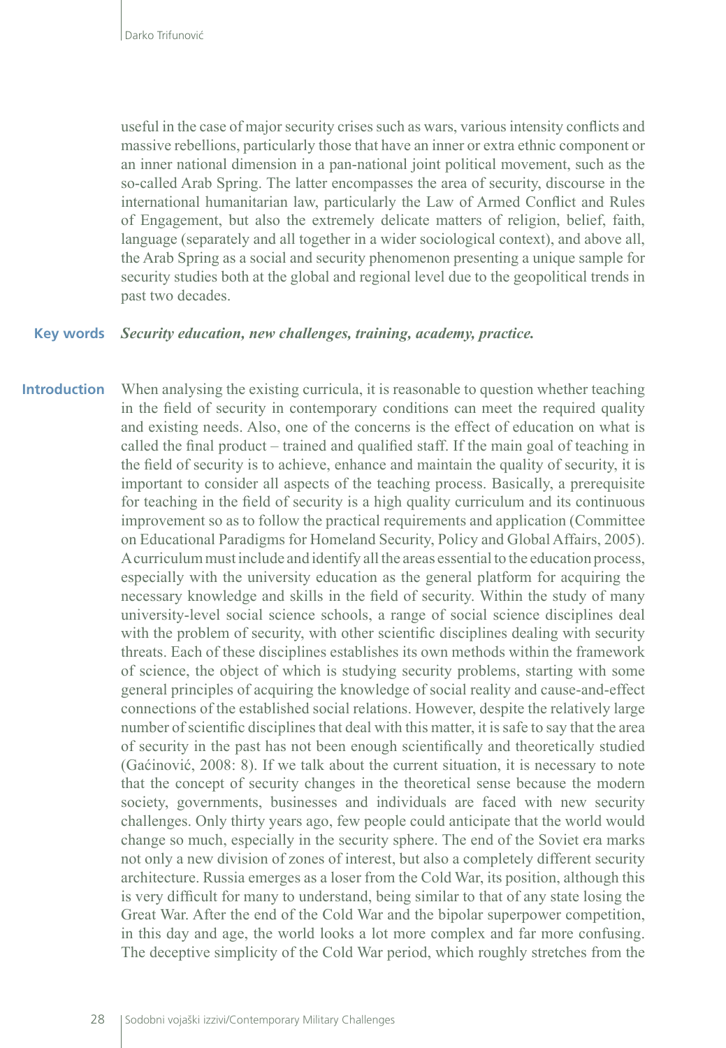useful in the case of major security crises such as wars, various intensity conflicts and massive rebellions, particularly those that have an inner or extra ethnic component or an inner national dimension in a pan-national joint political movement, such as the so-called Arab Spring. The latter encompasses the area of security, discourse in the international humanitarian law, particularly the Law of Armed Conflict and Rules of Engagement, but also the extremely delicate matters of religion, belief, faith, language (separately and all together in a wider sociological context), and above all, the Arab Spring as a social and security phenomenon presenting a unique sample for security studies both at the global and regional level due to the geopolitical trends in past two decades.

**Key words** ***Security education, new challenges, training, academy, practice.***

## Introduction

When analysing the existing curricula, it is reasonable to question whether teaching in the field of security in contemporary conditions can meet the required quality and existing needs. Also, one of the concerns is the effect of education on what is called the final product – trained and qualified staff. If the main goal of teaching in the field of security is to achieve, enhance and maintain the quality of security, it is important to consider all aspects of the teaching process. Basically, a prerequisite for teaching in the field of security is a high quality curriculum and its continuous improvement so as to follow the practical requirements and application (Committee on Educational Paradigms for Homeland Security, Policy and Global Affairs, 2005). A curriculum must include and identify all the areas essential to the education process, especially with the university education as the general platform for acquiring the necessary knowledge and skills in the field of security. Within the study of many university-level social science schools, a range of social science disciplines deal with the problem of security, with other scientific disciplines dealing with security threats. Each of these disciplines establishes its own methods within the framework of science, the object of which is studying security problems, starting with some general principles of acquiring the knowledge of social reality and cause-and-effect connections of the established social relations. However, despite the relatively large number of scientific disciplines that deal with this matter, it is safe to say that the area of security in the past has not been enough scientifically and theoretically studied (Gaćinović, 2008: 8). If we talk about the current situation, it is necessary to note that the concept of security changes in the theoretical sense because the modern society, governments, businesses and individuals are faced with new security challenges. Only thirty years ago, few people could anticipate that the world would change so much, especially in the security sphere. The end of the Soviet era marks not only a new division of zones of interest, but also a completely different security architecture. Russia emerges as a loser from the Cold War, its position, although this is very difficult for many to understand, being similar to that of any state losing the Great War. After the end of the Cold War and the bipolar superpower competition, in this day and age, the world looks a lot more complex and far more confusing. The deceptive simplicity of the Cold War period, which roughly stretches from the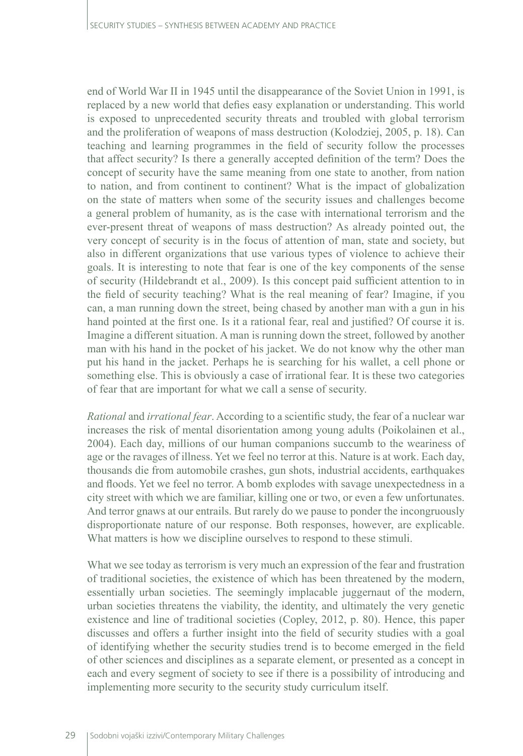end of World War II in 1945 until the disappearance of the Soviet Union in 1991, is replaced by a new world that defies easy explanation or understanding. This world is exposed to unprecedented security threats and troubled with global terrorism and the proliferation of weapons of mass destruction (Kolodziej, 2005, p. 18). Can teaching and learning programmes in the field of security follow the processes that affect security? Is there a generally accepted definition of the term? Does the concept of security have the same meaning from one state to another, from nation to nation, and from continent to continent? What is the impact of globalization on the state of matters when some of the security issues and challenges become a general problem of humanity, as is the case with international terrorism and the ever-present threat of weapons of mass destruction? As already pointed out, the very concept of security is in the focus of attention of man, state and society, but also in different organizations that use various types of violence to achieve their goals. It is interesting to note that fear is one of the key components of the sense of security (Hildebrandt et al., 2009). Is this concept paid sufficient attention to in the field of security teaching? What is the real meaning of fear? Imagine, if you can, a man running down the street, being chased by another man with a gun in his hand pointed at the first one. Is it a rational fear, real and justified? Of course it is. Imagine a different situation. A man is running down the street, followed by another man with his hand in the pocket of his jacket. We do not know why the other man put his hand in the jacket. Perhaps he is searching for his wallet, a cell phone or something else. This is obviously a case of irrational fear. It is these two categories of fear that are important for what we call a sense of security.

*Rational* and *irrational fear*. According to a scientific study, the fear of a nuclear war increases the risk of mental disorientation among young adults (Poikolainen et al., 2004). Each day, millions of our human companions succumb to the weariness of age or the ravages of illness. Yet we feel no terror at this. Nature is at work. Each day, thousands die from automobile crashes, gun shots, industrial accidents, earthquakes and floods. Yet we feel no terror. A bomb explodes with savage unexpectedness in a city street with which we are familiar, killing one or two, or even a few unfortunates. And terror gnaws at our entrails. But rarely do we pause to ponder the incongruously disproportionate nature of our response. Both responses, however, are explicable. What matters is how we discipline ourselves to respond to these stimuli.

What we see today as terrorism is very much an expression of the fear and frustration of traditional societies, the existence of which has been threatened by the modern, essentially urban societies. The seemingly implacable juggernaut of the modern, urban societies threatens the viability, the identity, and ultimately the very genetic existence and line of traditional societies (Copley, 2012, p. 80). Hence, this paper discusses and offers a further insight into the field of security studies with a goal of identifying whether the security studies trend is to become emerged in the field of other sciences and disciplines as a separate element, or presented as a concept in each and every segment of society to see if there is a possibility of introducing and implementing more security to the security study curriculum itself.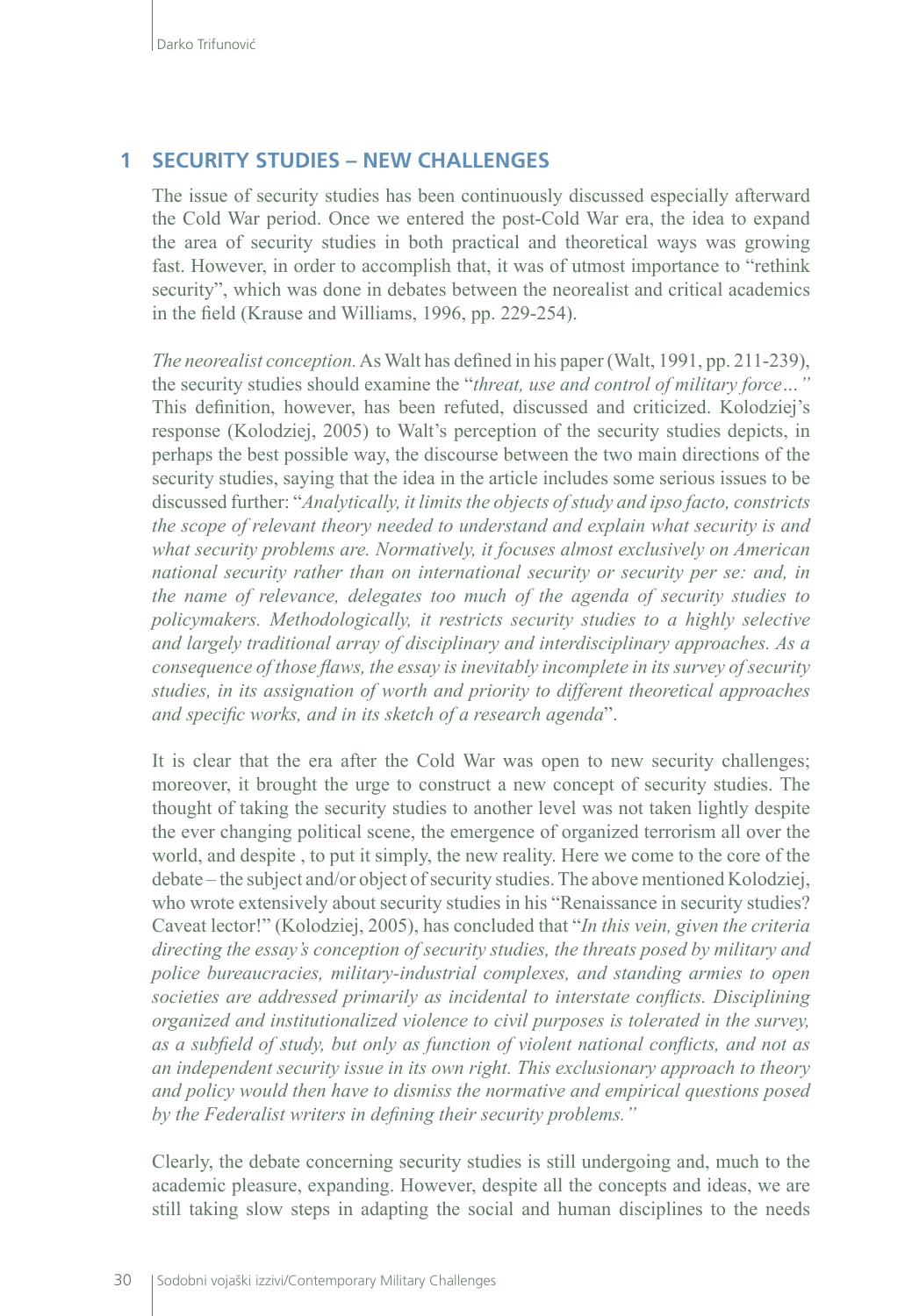## 1 SECURITY STUDIES – NEW CHALLENGES

The issue of security studies has been continuously discussed especially afterward the Cold War period. Once we entered the post-Cold War era, the idea to expand the area of security studies in both practical and theoretical ways was growing fast. However, in order to accomplish that, it was of utmost importance to "rethink security", which was done in debates between the neorealist and critical academics in the field (Krause and Williams, 1996, pp. 229-254).

*The neorealist conception.* As Walt has defined in his paper (Walt, 1991, pp. 211-239), the security studies should examine the "*threat, use and control of military force…"* This definition, however, has been refuted, discussed and criticized. Kolodziej's response (Kolodziej, 2005) to Walt's perception of the security studies depicts, in perhaps the best possible way, the discourse between the two main directions of the security studies, saying that the idea in the article includes some serious issues to be discussed further: "*Analytically, it limits the objects of study and ipso facto, constricts the scope of relevant theory needed to understand and explain what security is and what security problems are. Normatively, it focuses almost exclusively on American national security rather than on international security or security per se: and, in the name of relevance, delegates too much of the agenda of security studies to policymakers. Methodologically, it restricts security studies to a highly selective and largely traditional array of disciplinary and interdisciplinary approaches. As a consequence of those flaws, the essay is inevitably incomplete in its survey of security studies, in its assignation of worth and priority to different theoretical approaches and specific works, and in its sketch of a research agenda*".

It is clear that the era after the Cold War was open to new security challenges; moreover, it brought the urge to construct a new concept of security studies. The thought of taking the security studies to another level was not taken lightly despite the ever changing political scene, the emergence of organized terrorism all over the world, and despite , to put it simply, the new reality. Here we come to the core of the debate – the subject and/or object of security studies. The above mentioned Kolodziej, who wrote extensively about security studies in his "Renaissance in security studies? Caveat lector!" (Kolodziej, 2005), has concluded that "*In this vein, given the criteria directing the essay's conception of security studies, the threats posed by military and police bureaucracies, military-industrial complexes, and standing armies to open societies are addressed primarily as incidental to interstate conflicts. Disciplining organized and institutionalized violence to civil purposes is tolerated in the survey, as a subfield of study, but only as function of violent national conflicts, and not as an independent security issue in its own right. This exclusionary approach to theory and policy would then have to dismiss the normative and empirical questions posed by the Federalist writers in defining their security problems."*

Clearly, the debate concerning security studies is still undergoing and, much to the academic pleasure, expanding. However, despite all the concepts and ideas, we are still taking slow steps in adapting the social and human disciplines to the needs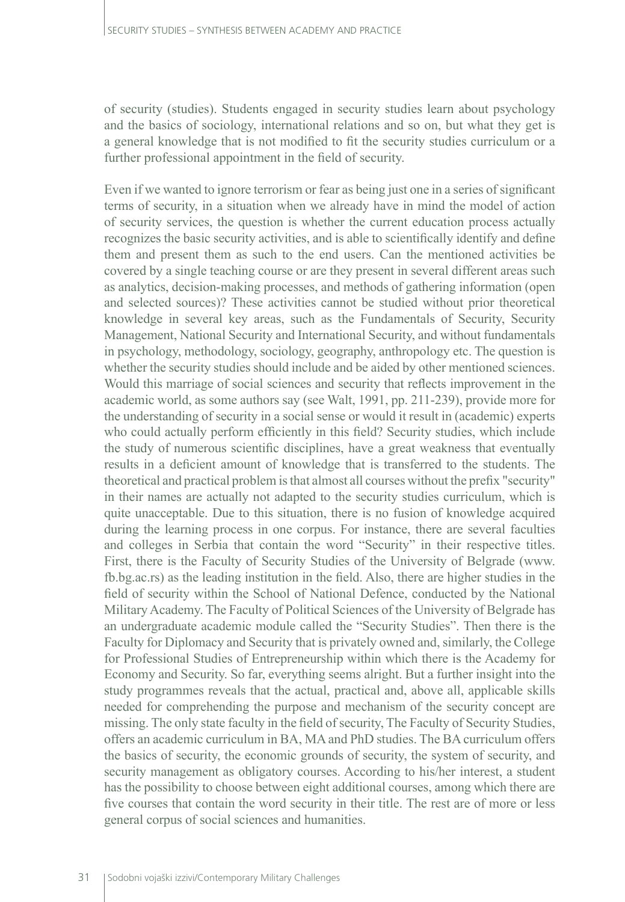of security (studies). Students engaged in security studies learn about psychology and the basics of sociology, international relations and so on, but what they get is a general knowledge that is not modified to fit the security studies curriculum or a further professional appointment in the field of security.

Even if we wanted to ignore terrorism or fear as being just one in a series of significant terms of security, in a situation when we already have in mind the model of action of security services, the question is whether the current education process actually recognizes the basic security activities, and is able to scientifically identify and define them and present them as such to the end users. Can the mentioned activities be covered by a single teaching course or are they present in several different areas such as analytics, decision-making processes, and methods of gathering information (open and selected sources)? These activities cannot be studied without prior theoretical knowledge in several key areas, such as the Fundamentals of Security, Security Management, National Security and International Security, and without fundamentals in psychology, methodology, sociology, geography, anthropology etc. The question is whether the security studies should include and be aided by other mentioned sciences. Would this marriage of social sciences and security that reflects improvement in the academic world, as some authors say (see Walt, 1991, pp. 211-239), provide more for the understanding of security in a social sense or would it result in (academic) experts who could actually perform efficiently in this field? Security studies, which include the study of numerous scientific disciplines, have a great weakness that eventually results in a deficient amount of knowledge that is transferred to the students. The theoretical and practical problem is that almost all courses without the prefix "security" in their names are actually not adapted to the security studies curriculum, which is quite unacceptable. Due to this situation, there is no fusion of knowledge acquired during the learning process in one corpus. For instance, there are several faculties and colleges in Serbia that contain the word "Security" in their respective titles. First, there is the Faculty of Security Studies of the University of Belgrade (www.fb.bg.ac.rs) as the leading institution in the field. Also, there are higher studies in the field of security within the School of National Defence, conducted by the National Military Academy. The Faculty of Political Sciences of the University of Belgrade has an undergraduate academic module called the "Security Studies". Then there is the Faculty for Diplomacy and Security that is privately owned and, similarly, the College for Professional Studies of Entrepreneurship within which there is the Academy for Economy and Security. So far, everything seems alright. But a further insight into the study programmes reveals that the actual, practical and, above all, applicable skills needed for comprehending the purpose and mechanism of the security concept are missing. The only state faculty in the field of security, The Faculty of Security Studies, offers an academic curriculum in BA, MA and PhD studies. The BA curriculum offers the basics of security, the economic grounds of security, the system of security, and security management as obligatory courses. According to his/her interest, a student has the possibility to choose between eight additional courses, among which there are five courses that contain the word security in their title. The rest are of more or less general corpus of social sciences and humanities.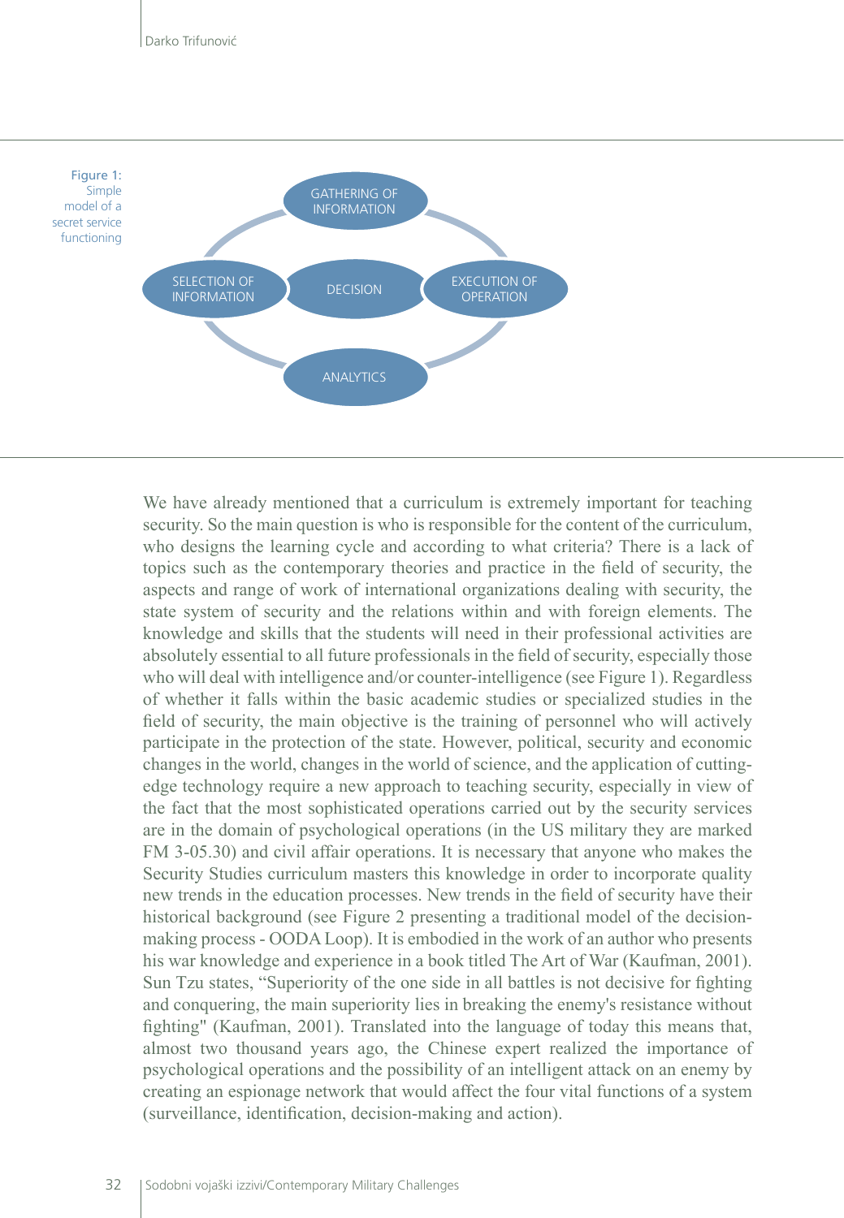Figure 1: Simple model of a secret service functioning

GATHERING OF INFORMATION

SELECTION OF INFORMATION

DECISION

EXECUTION OF OPERATION

ANALYTICS

We have already mentioned that a curriculum is extremely important for teaching security. So the main question is who is responsible for the content of the curriculum, who designs the learning cycle and according to what criteria? There is a lack of topics such as the contemporary theories and practice in the field of security, the aspects and range of work of international organizations dealing with security, the state system of security and the relations within and with foreign elements. The knowledge and skills that the students will need in their professional activities are absolutely essential to all future professionals in the field of security, especially those who will deal with intelligence and/or counter-intelligence (see Figure 1). Regardless of whether it falls within the basic academic studies or specialized studies in the field of security, the main objective is the training of personnel who will actively participate in the protection of the state. However, political, security and economic changes in the world, changes in the world of science, and the application of cutting-edge technology require a new approach to teaching security, especially in view of the fact that the most sophisticated operations carried out by the security services are in the domain of psychological operations (in the US military they are marked FM 3-05.30) and civil affair operations. It is necessary that anyone who makes the Security Studies curriculum masters this knowledge in order to incorporate quality new trends in the education processes. New trends in the field of security have their historical background (see Figure 2 presenting a traditional model of the decision-making process - OODA Loop). It is embodied in the work of an author who presents his war knowledge and experience in a book titled The Art of War (Kaufman, 2001). Sun Tzu states, "Superiority of the one side in all battles is not decisive for fighting and conquering, the main superiority lies in breaking the enemy's resistance without fighting" (Kaufman, 2001). Translated into the language of today this means that, almost two thousand years ago, the Chinese expert realized the importance of psychological operations and the possibility of an intelligent attack on an enemy by creating an espionage network that would affect the four vital functions of a system (surveillance, identification, decision-making and action).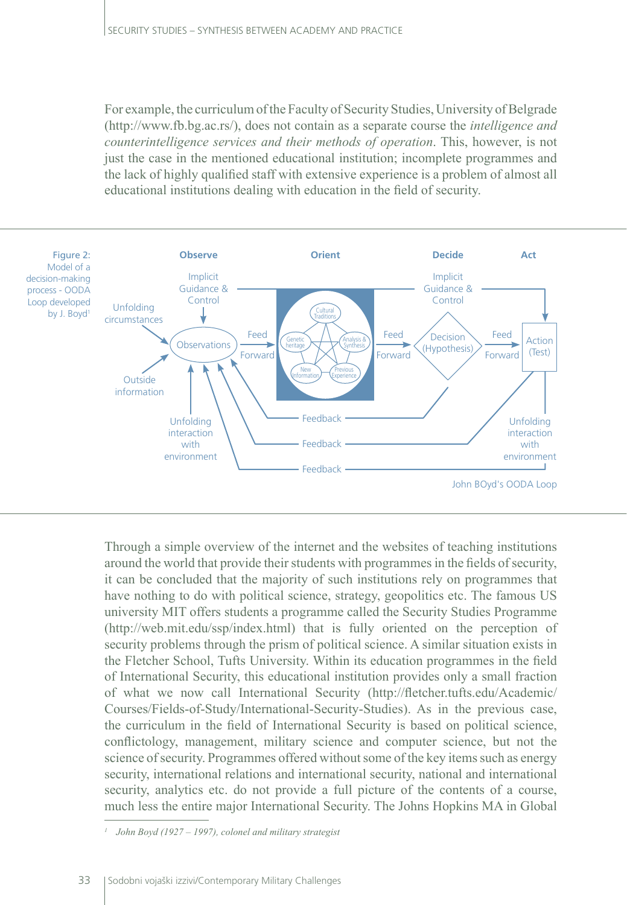For example, the curriculum of the Faculty of Security Studies, University of Belgrade (http://www.fb.bg.ac.rs/), does not contain as a separate course the *intelligence and counterintelligence services and their methods of operation*. This, however, is not just the case in the mentioned educational institution; incomplete programmes and the lack of highly qualified staff with extensive experience is a problem of almost all educational institutions dealing with education in the field of security.

Figure 2: Model of a decision-making process - OODA Loop developed by J. Boyd[1]

Observe | Orient | Decide | Act

Implicit Guidance & Control — Unfolding circumstances — Observations — Outside information — Unfolding interaction with environment — Feed Forward — Cultural Traditions — Genetic heritage — Analysis & Synthesis — New Information — Previous Experience — Feed Forward — Implicit Guidance & Control — Decision (Hypothesis) — Feed Forward — Action (Test) — Unfolding interaction with environment — Feedback — Feedback — Feedback

John BOyd's OODA Loop

Through a simple overview of the internet and the websites of teaching institutions around the world that provide their students with programmes in the fields of security, it can be concluded that the majority of such institutions rely on programmes that have nothing to do with political science, strategy, geopolitics etc. The famous US university MIT offers students a programme called the Security Studies Programme (http://web.mit.edu/ssp/index.html) that is fully oriented on the perception of security problems through the prism of political science. A similar situation exists in the Fletcher School, Tufts University. Within its education programmes in the field of International Security, this educational institution provides only a small fraction of what we now call International Security (http://fletcher.tufts.edu/Academic/Courses/Fields-of-Study/International-Security-Studies). As in the previous case, the curriculum in the field of International Security is based on political science, conflictology, management, military science and computer science, but not the science of security. Programmes offered without some of the key items such as energy security, international relations and international security, national and international security, analytics etc. do not provide a full picture of the contents of a course, much less the entire major International Security. The Johns Hopkins MA in Global

[1] *John Boyd (1927 – 1997), colonel and military strategist*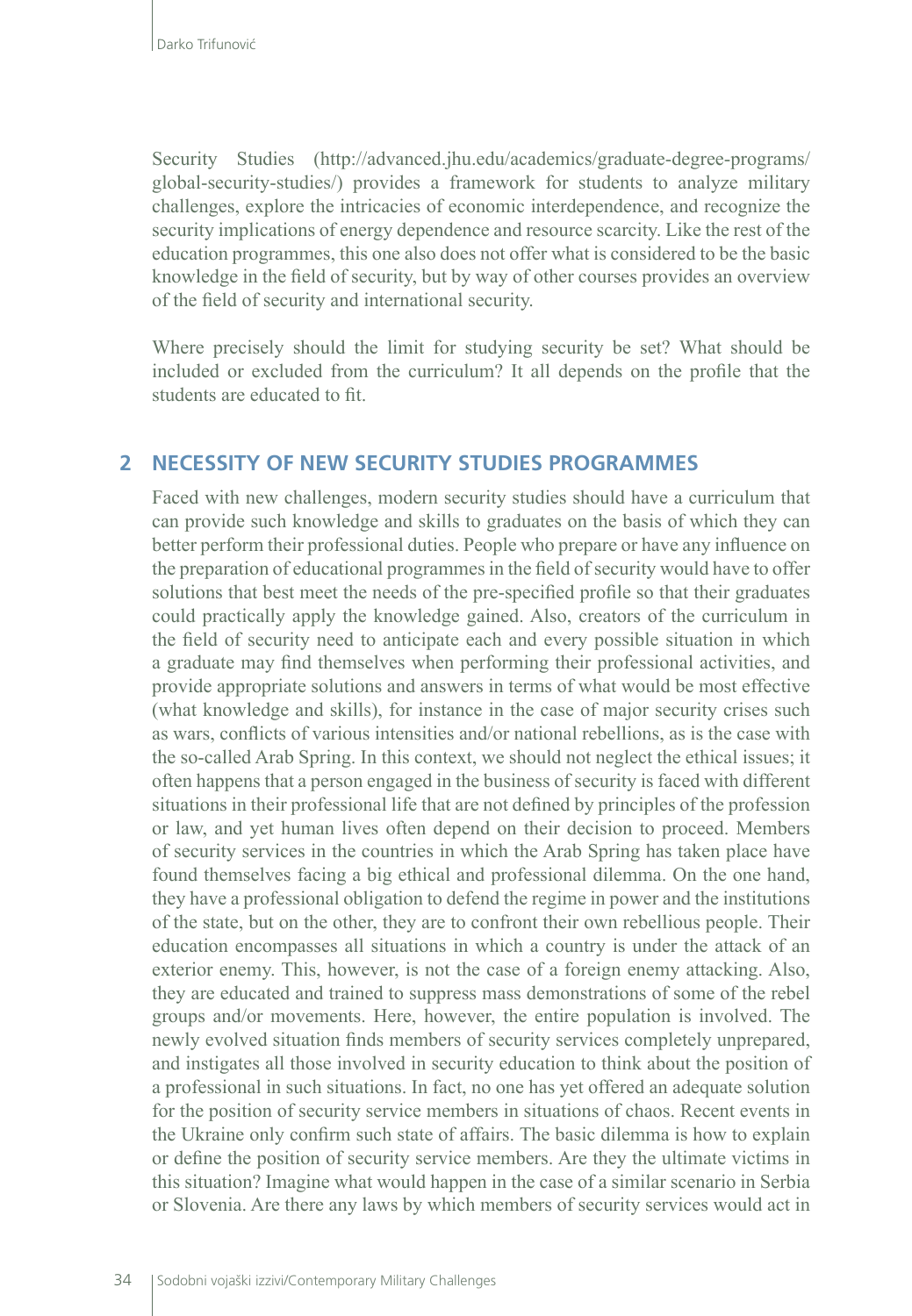Security Studies (http://advanced.jhu.edu/academics/graduate-degree-programs/global-security-studies/) provides a framework for students to analyze military challenges, explore the intricacies of economic interdependence, and recognize the security implications of energy dependence and resource scarcity. Like the rest of the education programmes, this one also does not offer what is considered to be the basic knowledge in the field of security, but by way of other courses provides an overview of the field of security and international security.

Where precisely should the limit for studying security be set? What should be included or excluded from the curriculum? It all depends on the profile that the students are educated to fit.

## 2 NECESSITY OF NEW SECURITY STUDIES PROGRAMMES

Faced with new challenges, modern security studies should have a curriculum that can provide such knowledge and skills to graduates on the basis of which they can better perform their professional duties. People who prepare or have any influence on the preparation of educational programmes in the field of security would have to offer solutions that best meet the needs of the pre-specified profile so that their graduates could practically apply the knowledge gained. Also, creators of the curriculum in the field of security need to anticipate each and every possible situation in which a graduate may find themselves when performing their professional activities, and provide appropriate solutions and answers in terms of what would be most effective (what knowledge and skills), for instance in the case of major security crises such as wars, conflicts of various intensities and/or national rebellions, as is the case with the so-called Arab Spring. In this context, we should not neglect the ethical issues; it often happens that a person engaged in the business of security is faced with different situations in their professional life that are not defined by principles of the profession or law, and yet human lives often depend on their decision to proceed. Members of security services in the countries in which the Arab Spring has taken place have found themselves facing a big ethical and professional dilemma. On the one hand, they have a professional obligation to defend the regime in power and the institutions of the state, but on the other, they are to confront their own rebellious people. Their education encompasses all situations in which a country is under the attack of an exterior enemy. This, however, is not the case of a foreign enemy attacking. Also, they are educated and trained to suppress mass demonstrations of some of the rebel groups and/or movements. Here, however, the entire population is involved. The newly evolved situation finds members of security services completely unprepared, and instigates all those involved in security education to think about the position of a professional in such situations. In fact, no one has yet offered an adequate solution for the position of security service members in situations of chaos. Recent events in the Ukraine only confirm such state of affairs. The basic dilemma is how to explain or define the position of security service members. Are they the ultimate victims in this situation? Imagine what would happen in the case of a similar scenario in Serbia or Slovenia. Are there any laws by which members of security services would act in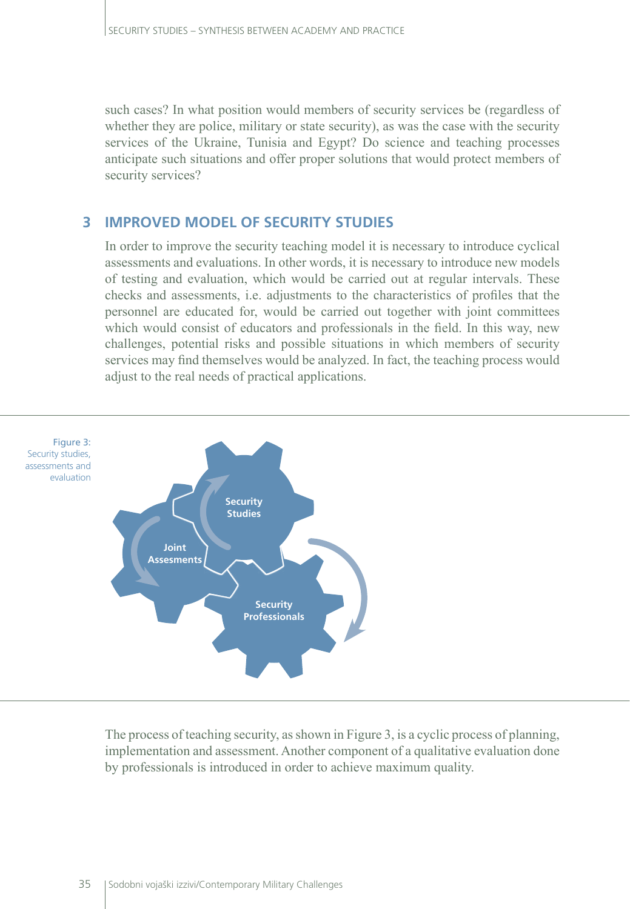such cases? In what position would members of security services be (regardless of whether they are police, military or state security), as was the case with the security services of the Ukraine, Tunisia and Egypt? Do science and teaching processes anticipate such situations and offer proper solutions that would protect members of security services?

## 3 IMPROVED MODEL OF SECURITY STUDIES

In order to improve the security teaching model it is necessary to introduce cyclical assessments and evaluations. In other words, it is necessary to introduce new models of testing and evaluation, which would be carried out at regular intervals. These checks and assessments, i.e. adjustments to the characteristics of profiles that the personnel are educated for, would be carried out together with joint committees which would consist of educators and professionals in the field. In this way, new challenges, potential risks and possible situations in which members of security services may find themselves would be analyzed. In fact, the teaching process would adjust to the real needs of practical applications.

Figure 3: Security studies, assessments and evaluation

Security Studies

Joint Assesments

Security Professionals

The process of teaching security, as shown in Figure 3, is a cyclic process of planning, implementation and assessment. Another component of a qualitative evaluation done by professionals is introduced in order to achieve maximum quality.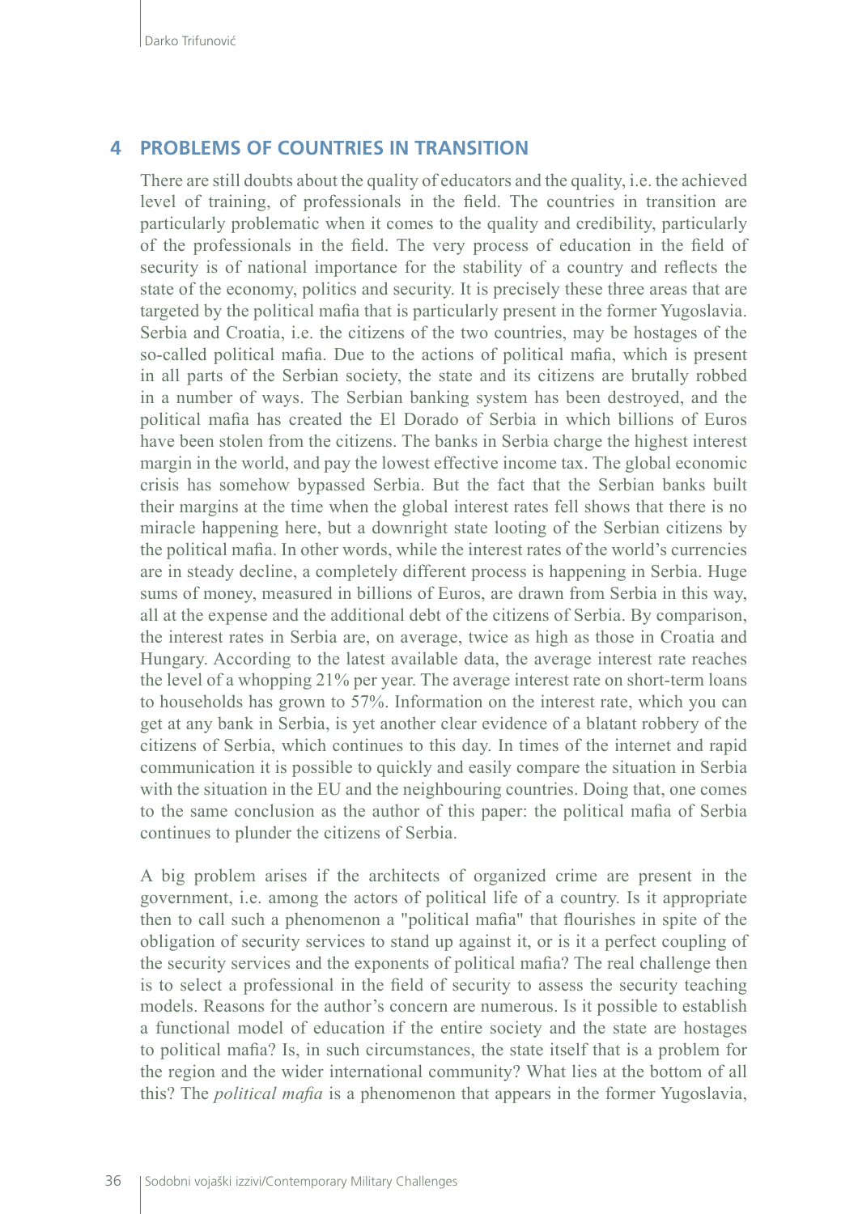## 4 PROBLEMS OF COUNTRIES IN TRANSITION

There are still doubts about the quality of educators and the quality, i.e. the achieved level of training, of professionals in the field. The countries in transition are particularly problematic when it comes to the quality and credibility, particularly of the professionals in the field. The very process of education in the field of security is of national importance for the stability of a country and reflects the state of the economy, politics and security. It is precisely these three areas that are targeted by the political mafia that is particularly present in the former Yugoslavia. Serbia and Croatia, i.e. the citizens of the two countries, may be hostages of the so-called political mafia. Due to the actions of political mafia, which is present in all parts of the Serbian society, the state and its citizens are brutally robbed in a number of ways. The Serbian banking system has been destroyed, and the political mafia has created the El Dorado of Serbia in which billions of Euros have been stolen from the citizens. The banks in Serbia charge the highest interest margin in the world, and pay the lowest effective income tax. The global economic crisis has somehow bypassed Serbia. But the fact that the Serbian banks built their margins at the time when the global interest rates fell shows that there is no miracle happening here, but a downright state looting of the Serbian citizens by the political mafia. In other words, while the interest rates of the world's currencies are in steady decline, a completely different process is happening in Serbia. Huge sums of money, measured in billions of Euros, are drawn from Serbia in this way, all at the expense and the additional debt of the citizens of Serbia. By comparison, the interest rates in Serbia are, on average, twice as high as those in Croatia and Hungary. According to the latest available data, the average interest rate reaches the level of a whopping 21% per year. The average interest rate on short-term loans to households has grown to 57%. Information on the interest rate, which you can get at any bank in Serbia, is yet another clear evidence of a blatant robbery of the citizens of Serbia, which continues to this day. In times of the internet and rapid communication it is possible to quickly and easily compare the situation in Serbia with the situation in the EU and the neighbouring countries. Doing that, one comes to the same conclusion as the author of this paper: the political mafia of Serbia continues to plunder the citizens of Serbia.

A big problem arises if the architects of organized crime are present in the government, i.e. among the actors of political life of a country. Is it appropriate then to call such a phenomenon a "political mafia" that flourishes in spite of the obligation of security services to stand up against it, or is it a perfect coupling of the security services and the exponents of political mafia? The real challenge then is to select a professional in the field of security to assess the security teaching models. Reasons for the author's concern are numerous. Is it possible to establish a functional model of education if the entire society and the state are hostages to political mafia? Is, in such circumstances, the state itself that is a problem for the region and the wider international community? What lies at the bottom of all this? The *political mafia* is a phenomenon that appears in the former Yugoslavia,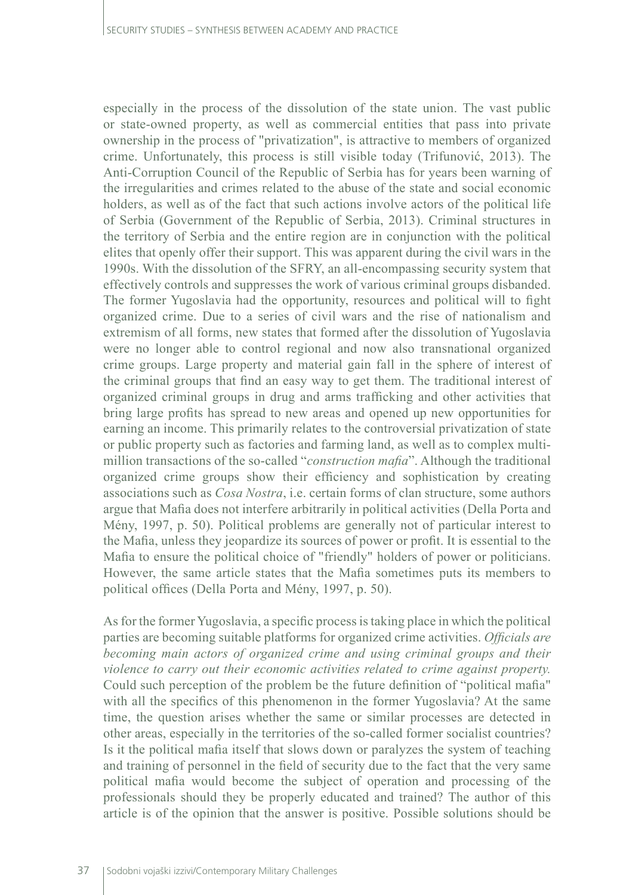especially in the process of the dissolution of the state union. The vast public or state-owned property, as well as commercial entities that pass into private ownership in the process of "privatization", is attractive to members of organized crime. Unfortunately, this process is still visible today (Trifunović, 2013). The Anti-Corruption Council of the Republic of Serbia has for years been warning of the irregularities and crimes related to the abuse of the state and social economic holders, as well as of the fact that such actions involve actors of the political life of Serbia (Government of the Republic of Serbia, 2013). Criminal structures in the territory of Serbia and the entire region are in conjunction with the political elites that openly offer their support. This was apparent during the civil wars in the 1990s. With the dissolution of the SFRY, an all-encompassing security system that effectively controls and suppresses the work of various criminal groups disbanded. The former Yugoslavia had the opportunity, resources and political will to fight organized crime. Due to a series of civil wars and the rise of nationalism and extremism of all forms, new states that formed after the dissolution of Yugoslavia were no longer able to control regional and now also transnational organized crime groups. Large property and material gain fall in the sphere of interest of the criminal groups that find an easy way to get them. The traditional interest of organized criminal groups in drug and arms trafficking and other activities that bring large profits has spread to new areas and opened up new opportunities for earning an income. This primarily relates to the controversial privatization of state or public property such as factories and farming land, as well as to complex multi-million transactions of the so-called "*construction mafia*". Although the traditional organized crime groups show their efficiency and sophistication by creating associations such as *Cosa Nostra*, i.e. certain forms of clan structure, some authors argue that Mafia does not interfere arbitrarily in political activities (Della Porta and Mény, 1997, p. 50). Political problems are generally not of particular interest to the Mafia, unless they jeopardize its sources of power or profit. It is essential to the Mafia to ensure the political choice of "friendly" holders of power or politicians. However, the same article states that the Mafia sometimes puts its members to political offices (Della Porta and Mény, 1997, p. 50).

As for the former Yugoslavia, a specific process is taking place in which the political parties are becoming suitable platforms for organized crime activities. *Officials are becoming main actors of organized crime and using criminal groups and their violence to carry out their economic activities related to crime against property.* Could such perception of the problem be the future definition of "political mafia" with all the specifics of this phenomenon in the former Yugoslavia? At the same time, the question arises whether the same or similar processes are detected in other areas, especially in the territories of the so-called former socialist countries? Is it the political mafia itself that slows down or paralyzes the system of teaching and training of personnel in the field of security due to the fact that the very same political mafia would become the subject of operation and processing of the professionals should they be properly educated and trained? The author of this article is of the opinion that the answer is positive. Possible solutions should be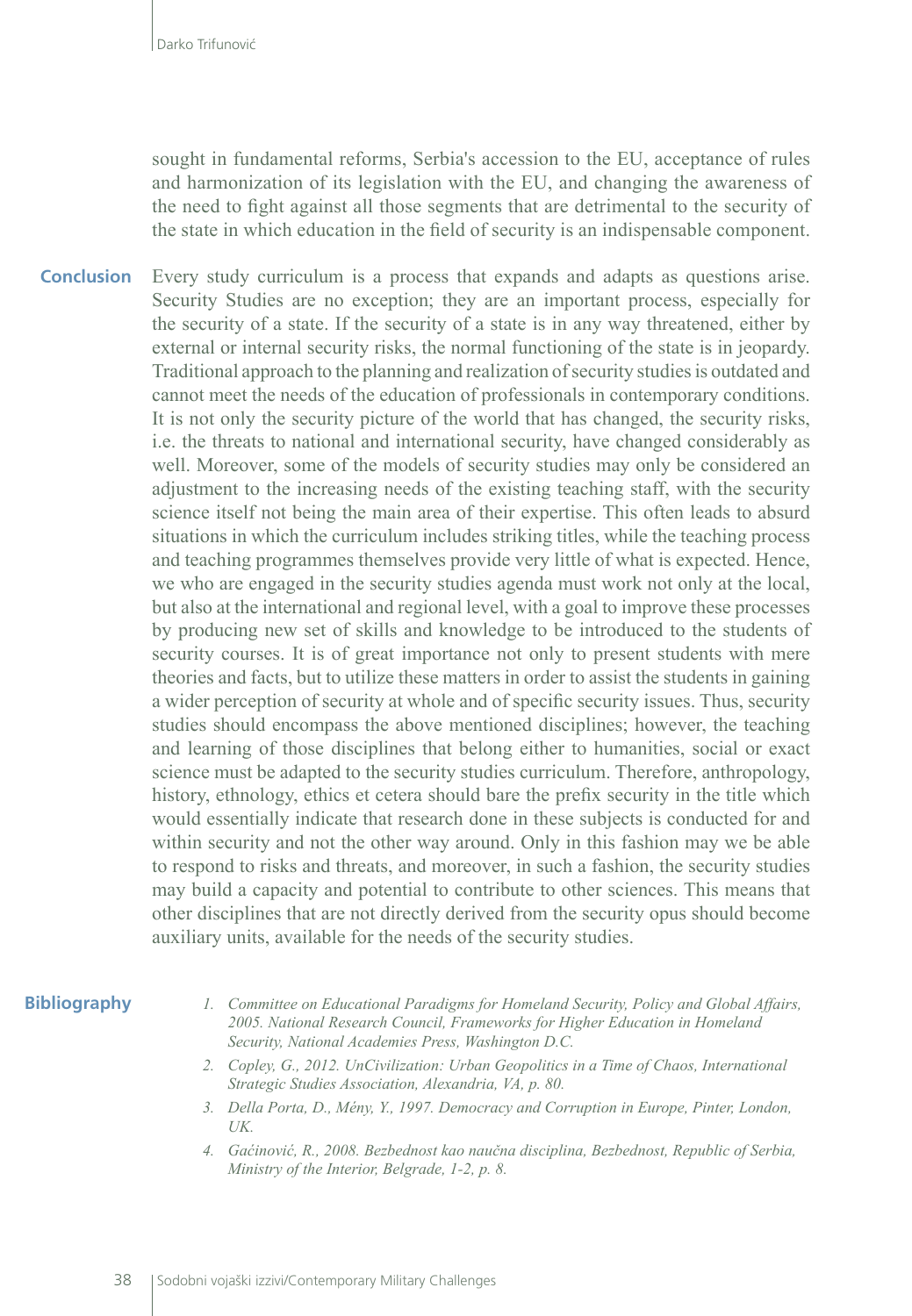sought in fundamental reforms, Serbia's accession to the EU, acceptance of rules and harmonization of its legislation with the EU, and changing the awareness of the need to fight against all those segments that are detrimental to the security of the state in which education in the field of security is an indispensable component.

## Conclusion

Every study curriculum is a process that expands and adapts as questions arise. Security Studies are no exception; they are an important process, especially for the security of a state. If the security of a state is in any way threatened, either by external or internal security risks, the normal functioning of the state is in jeopardy. Traditional approach to the planning and realization of security studies is outdated and cannot meet the needs of the education of professionals in contemporary conditions. It is not only the security picture of the world that has changed, the security risks, i.e. the threats to national and international security, have changed considerably as well. Moreover, some of the models of security studies may only be considered an adjustment to the increasing needs of the existing teaching staff, with the security science itself not being the main area of their expertise. This often leads to absurd situations in which the curriculum includes striking titles, while the teaching process and teaching programmes themselves provide very little of what is expected. Hence, we who are engaged in the security studies agenda must work not only at the local, but also at the international and regional level, with a goal to improve these processes by producing new set of skills and knowledge to be introduced to the students of security courses. It is of great importance not only to present students with mere theories and facts, but to utilize these matters in order to assist the students in gaining a wider perception of security at whole and of specific security issues. Thus, security studies should encompass the above mentioned disciplines; however, the teaching and learning of those disciplines that belong either to humanities, social or exact science must be adapted to the security studies curriculum. Therefore, anthropology, history, ethnology, ethics et cetera should bare the prefix security in the title which would essentially indicate that research done in these subjects is conducted for and within security and not the other way around. Only in this fashion may we be able to respond to risks and threats, and moreover, in such a fashion, the security studies may build a capacity and potential to contribute to other sciences. This means that other disciplines that are not directly derived from the security opus should become auxiliary units, available for the needs of the security studies.

## Bibliography

1. *Committee on Educational Paradigms for Homeland Security, Policy and Global Affairs, 2005. National Research Council, Frameworks for Higher Education in Homeland Security, National Academies Press, Washington D.C.*
2. *Copley, G., 2012. UnCivilization: Urban Geopolitics in a Time of Chaos, International Strategic Studies Association, Alexandria, VA, p. 80.*
3. *Della Porta, D., Mény, Y., 1997. Democracy and Corruption in Europe, Pinter, London, UK.*
4. *Gaćinović, R., 2008. Bezbednost kao naučna disciplina, Bezbednost, Republic of Serbia, Ministry of the Interior, Belgrade, 1-2, p. 8.*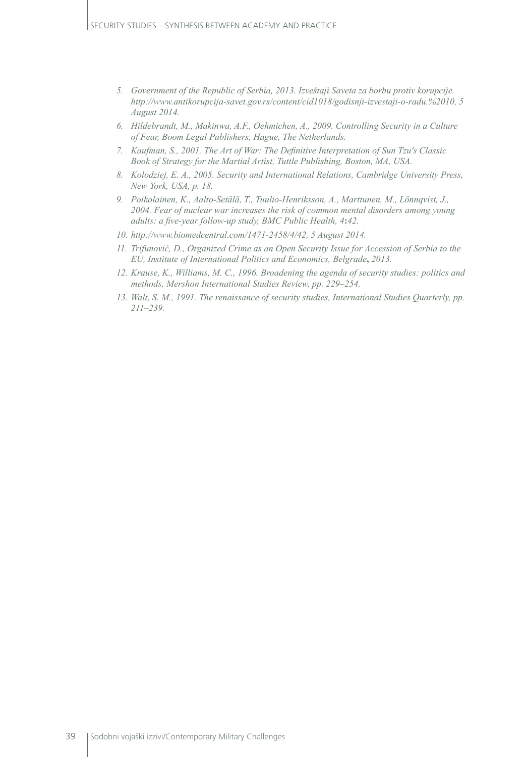5. *Government of the Republic of Serbia, 2013. Izveštaji Saveta za borbu protiv korupcije. http://www.antikorupcija-savet.gov.rs/content/cid1018/godisnji-izvestaji-o-radu.%2010, 5 August 2014.*
6. *Hildebrandt, M., Makinwa, A.F., Oehmichen, A., 2009. Controlling Security in a Culture of Fear, Boom Legal Publishers, Hague, The Netherlands.*
7. *Kaufman, S., 2001. The Art of War: The Definitive Interpretation of Sun Tzu's Classic Book of Strategy for the Martial Artist, Tuttle Publishing, Boston, MA, USA.*
8. *Kolodziej, E. A., 2005. Security and International Relations, Cambridge University Press, New York, USA, p. 18.*
9. *Poikolainen, K., Aalto-Setälä, T., Tuulio-Henriksson, A., Marttunen, M., Lönnqvist, J., 2004. Fear of nuclear war increases the risk of common mental disorders among young adults: a five-year follow-up study, BMC Public Health, 4:42.*
10. *http://www.biomedcentral.com/1471-2458/4/42, 5 August 2014.*
11. *Trifunović, D., Organized Crime as an Open Security Issue for Accession of Serbia to the EU, Institute of International Politics and Economics, Belgrade, 2013.*
12. *Krause, K., Williams, M. C., 1996. Broadening the agenda of security studies: politics and methods, Mershon International Studies Review, pp. 229–254.*
13. *Walt, S. M., 1991. The renaissance of security studies, International Studies Quarterly, pp. 211–239.*